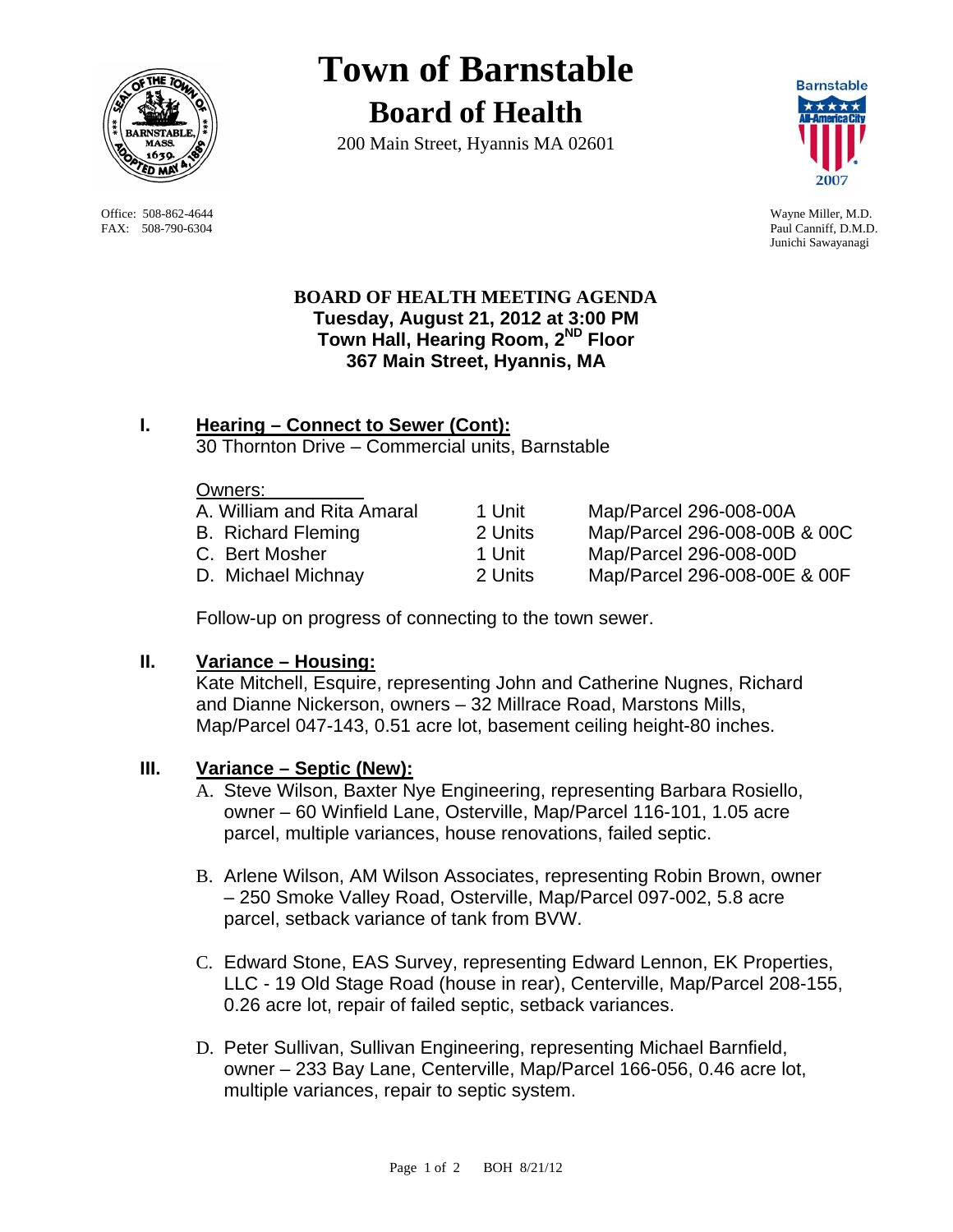# Town of Barnstable

## Board of Health

200 Main Street, Hyannis MA 02601

Office: 508-862-4644
FAX: 508-790-6304

Wayne Miller, M.D.
Paul Canniff, D.M.D.
Junichi Sawayanagi

**BOARD OF HEALTH MEETING AGENDA**
**Tuesday, August 21, 2012 at 3:00 PM**
**Town Hall, Hearing Room, 2ND Floor**
**367 Main Street, Hyannis, MA**

## I. Hearing – Connect to Sewer (Cont):

30 Thornton Drive – Commercial units, Barnstable

Owners:

| | | |
|---|---|---|
| A. William and Rita Amaral | 1 Unit | Map/Parcel 296-008-00A |
| B. Richard Fleming | 2 Units | Map/Parcel 296-008-00B & 00C |
| C. Bert Mosher | 1 Unit | Map/Parcel 296-008-00D |
| D. Michael Michnay | 2 Units | Map/Parcel 296-008-00E & 00F |

Follow-up on progress of connecting to the town sewer.

## II. Variance – Housing:

Kate Mitchell, Esquire, representing John and Catherine Nugnes, Richard and Dianne Nickerson, owners – 32 Millrace Road, Marstons Mills, Map/Parcel 047-143, 0.51 acre lot, basement ceiling height-80 inches.

## III. Variance – Septic (New):

A. Steve Wilson, Baxter Nye Engineering, representing Barbara Rosiello, owner – 60 Winfield Lane, Osterville, Map/Parcel 116-101, 1.05 acre parcel, multiple variances, house renovations, failed septic.

B. Arlene Wilson, AM Wilson Associates, representing Robin Brown, owner – 250 Smoke Valley Road, Osterville, Map/Parcel 097-002, 5.8 acre parcel, setback variance of tank from BVW.

C. Edward Stone, EAS Survey, representing Edward Lennon, EK Properties, LLC - 19 Old Stage Road (house in rear), Centerville, Map/Parcel 208-155, 0.26 acre lot, repair of failed septic, setback variances.

D. Peter Sullivan, Sullivan Engineering, representing Michael Barnfield, owner – 233 Bay Lane, Centerville, Map/Parcel 166-056, 0.46 acre lot, multiple variances, repair to septic system.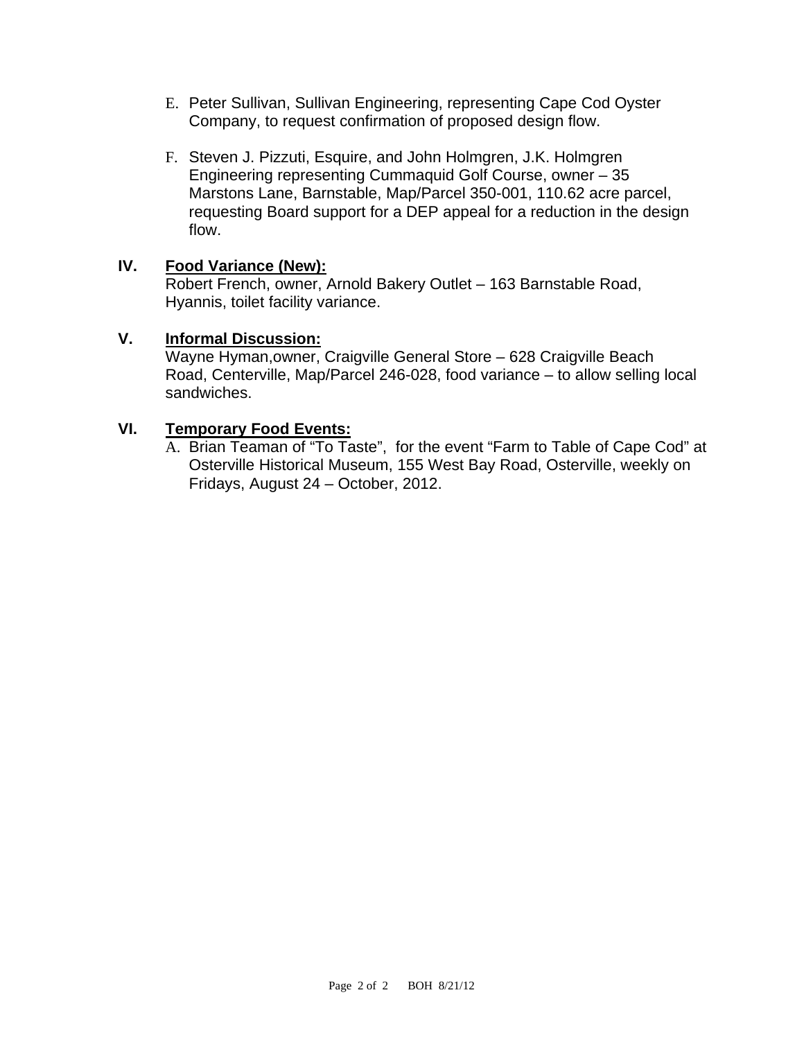E. Peter Sullivan, Sullivan Engineering, representing Cape Cod Oyster Company, to request confirmation of proposed design flow.

F. Steven J. Pizzuti, Esquire, and John Holmgren, J.K. Holmgren Engineering representing Cummaquid Golf Course, owner – 35 Marstons Lane, Barnstable, Map/Parcel 350-001, 110.62 acre parcel, requesting Board support for a DEP appeal for a reduction in the design flow.

## IV. Food Variance (New):

Robert French, owner, Arnold Bakery Outlet – 163 Barnstable Road, Hyannis, toilet facility variance.

## V. Informal Discussion:

Wayne Hyman,owner, Craigville General Store – 628 Craigville Beach Road, Centerville, Map/Parcel 246-028, food variance – to allow selling local sandwiches.

## VI. Temporary Food Events:

A. Brian Teaman of "To Taste", for the event "Farm to Table of Cape Cod" at Osterville Historical Museum, 155 West Bay Road, Osterville, weekly on Fridays, August 24 – October, 2012.